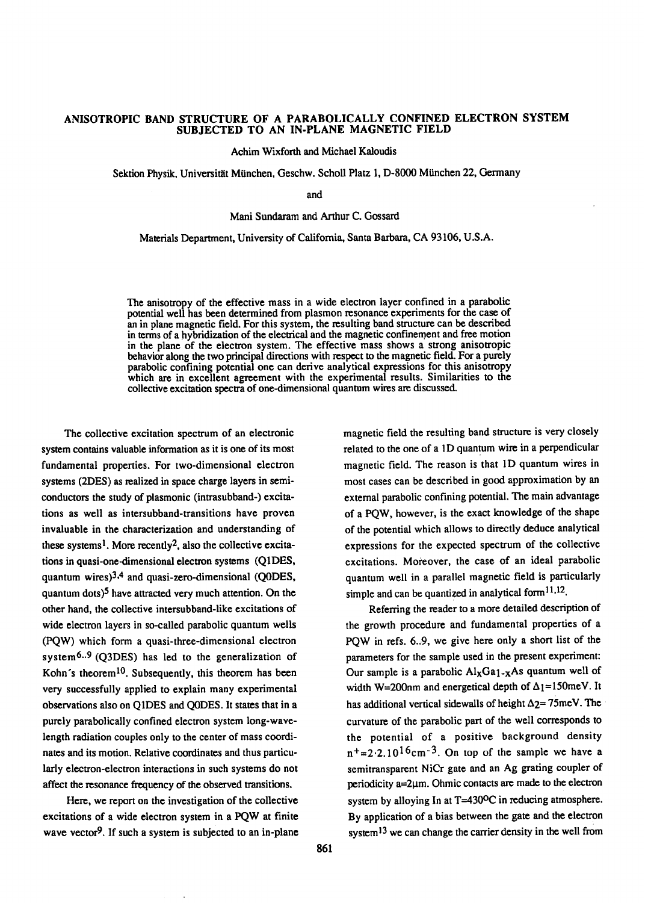# ANISOTROPIC BAND STRUCTURE OF A PARABOLICALLY CONFINED ELECTRON SYSTEM SUBJECTED TO AN IN-PLANE MAGNETIC FIELD

Achim Wixforth and Michael Kaloudis

Sektion Physik, Universität München, Geschw. Scholl Platz 1, D-8000 München 22, Germany

and

Mani Sundaram and Arthur C. Gossard

Materials Department, University of California, Santa Barbara, CA 93106, U.S.A.

The anisotropy of the effective mass in a wide electron layer confined in a parabolic potential well has been determined from plasmon resonance experiments for the case of an in plane magnetic field. For this system, the resulting band structure can be described in terms of a hybridization of the electrical and the magnetic confinement and free motion in the plane of the electron system. The effective mass shows a strong anisotropic behavior along the two principal directions with respect to the magnetic field. For a purely parabolic confining potential one can derive analytical expressions for this anisotropy which are in excellent agreement with the experimental results. Similarities to the collective excitation spectra of one-dimensional quantum wires are discussed.

The collective excitation spectrum of an electronic system contains valuable information as it is one of its most fundamental properties. For two-dimensional electron systems (2DES) as realized in space charge layers in semiconductors the study of plasmonic (intrasubband-) excitations as well as intersubband-transitions have proven invaluable in the characterization and understanding of these systems[1]. More recently[2], also the collective excitations in quasi-one-dimensional electron systems (Q1DES, quantum wires)[3,4] and quasi-zero-dimensional (Q0DES, quantum dots)[5] have attracted very much attention. On the other hand, the collective intersubband-like excitations of wide electron layers in so-called parabolic quantum wells (PQW) which form a quasi-three-dimensional electron system[6..9] (Q3DES) has led to the generalization of Kohn's theorem[10]. Subsequently, this theorem has been very successfully applied to explain many experimental observations also on Q1DES and Q0DES. It states that in a purely parabolically confined electron system long-wave-length radiation couples only to the center of mass coordinates and its motion. Relative coordinates and thus particularly electron-electron interactions in such systems do not affect the resonance frequency of the observed transitions.

Here, we report on the investigation of the collective excitations of a wide electron system in a PQW at finite wave vector[9]. If such a system is subjected to an in-plane magnetic field the resulting band structure is very closely related to the one of a 1D quantum wire in a perpendicular magnetic field. The reason is that 1D quantum wires in most cases can be described in good approximation by an external parabolic confining potential. The main advantage of a PQW, however, is the exact knowledge of the shape of the potential which allows to directly deduce analytical expressions for the expected spectrum of the collective excitations. Moreover, the case of an ideal parabolic quantum well in a parallel magnetic field is particularly simple and can be quantized in analytical form[11,12].

Referring the reader to a more detailed description of the growth procedure and fundamental properties of a PQW in refs. 6..9, we give here only a short list of the parameters for the sample used in the present experiment: Our sample is a parabolic $Al_xGa_{1-x}As$ quantum well of width W=200nm and energetical depth of $\Delta_1$=150meV. It has additional vertical sidewalls of height $\Delta_2$= 75meV. The curvature of the parabolic part of the well corresponds to the potential of a positive background density $n^+=2 \cdot 10^{16}cm^{-3}$. On top of the sample we have a semitransparent NiCr gate and an Ag grating coupler of periodicity a=2μm. Ohmic contacts are made to the electron system by alloying In at T=430°C in reducing atmosphere. By application of a bias between the gate and the electron system[13] we can change the carrier density in the well from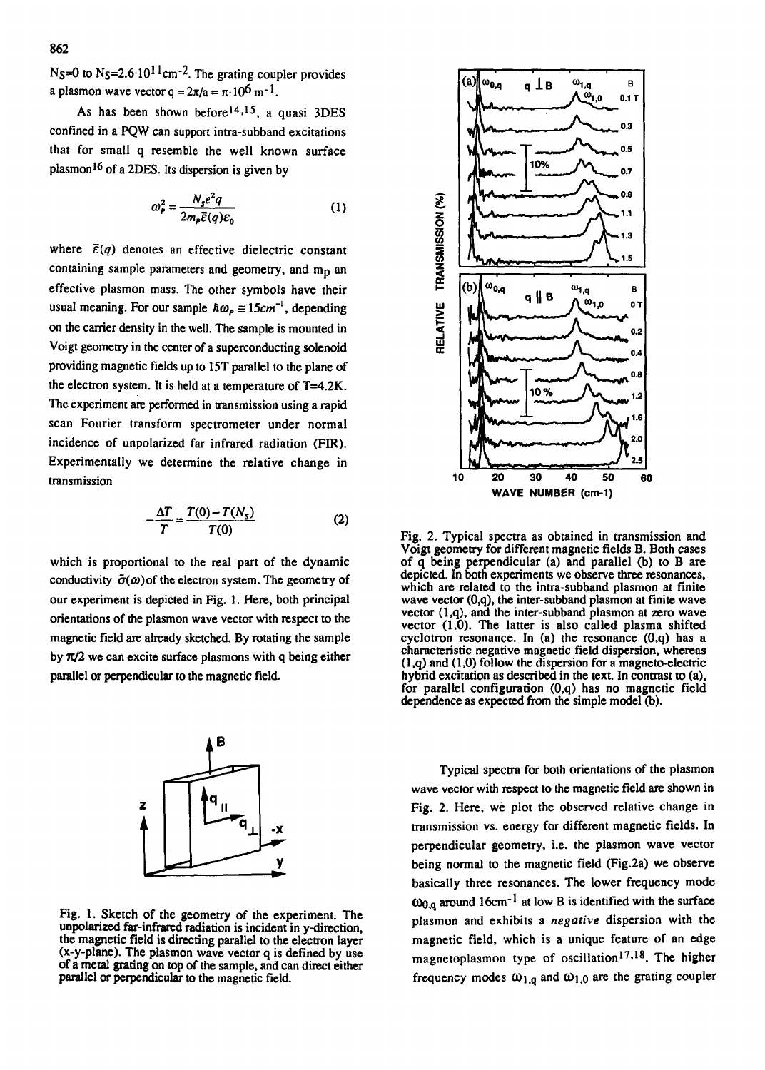$N_S$=0 to $N_S$=2.6·10$^{11}$cm$^{-2}$. The grating coupler provides a plasmon wave vector $q = 2\pi/a = \pi \cdot 10^6$ m$^{-1}$.

As has been shown before[14,15], a quasi 3DES confined in a PQW can support intra-subband excitations that for small q resemble the well known surface plasmon[16] of a 2DES. Its dispersion is given by

$$\omega_p^2 = \frac{N_s e^2 q}{2 m_p \bar{\varepsilon}(q) \varepsilon_0} \qquad (1)$$

where $\bar{\varepsilon}(q)$ denotes an effective dielectric constant containing sample parameters and geometry, and $m_p$ an effective plasmon mass. The other symbols have their usual meaning. For our sample $\hbar\omega_p \cong 15cm^{-1}$, depending on the carrier density in the well. The sample is mounted in Voigt geometry in the center of a superconducting solenoid providing magnetic fields up to 15T parallel to the plane of the electron system. It is held at a temperature of T=4.2K. The experiment are performed in transmission using a rapid scan Fourier transform spectrometer under normal incidence of unpolarized far infrared radiation (FIR). Experimentally we determine the relative change in transmission

$$-\frac{\Delta T}{T} = \frac{T(0) - T(N_s)}{T(0)} \qquad (2)$$

which is proportional to the real part of the dynamic conductivity $\tilde{\sigma}(\omega)$ of the electron system. The geometry of our experiment is depicted in Fig. 1. Here, both principal orientations of the plasmon wave vector with respect to the magnetic field are already sketched. By rotating the sample by $\pi/2$ we can excite surface plasmons with q being either parallel or perpendicular to the magnetic field.

B
z
$q_{\parallel}$
$q_{\perp}$
-x
y

Fig. 1. Sketch of the geometry of the experiment. The unpolarized far-infrared radiation is incident in y-direction, the magnetic field is directing parallel to the electron layer (x-y-plane). The plasmon wave vector q is defined by use of a metal grating on top of the sample, and can direct either parallel or perpendicular to the magnetic field.

(a) $\omega_{0,q}$ q ⊥ B $\omega_{1,q}$ $\omega_{1,0}$ B 0.1 T 0.3 0.5 0.7 0.9 1.1 1.3 1.5 10%
(b) $\omega_{0,q}$ q ∥ B $\omega_{1,q}$ $\omega_{1,0}$ B 0 T 0.2 0.4 0.8 1.2 1.6 2.0 2.5 10 %
RELATIVE TRANSMISSION (%)
10 20 30 40 50 60
WAVE NUMBER (cm-1)

Fig. 2. Typical spectra as obtained in transmission and Voigt geometry for different magnetic fields B. Both cases of q being perpendicular (a) and parallel (b) to B are depicted. In both experiments we observe three resonances, which are related to the intra-subband plasmon at finite wave vector (0,q), the inter-subband plasmon at finite wave vector (1,q), and the inter-subband plasmon at zero wave vector (1,0). The latter is also called plasma shifted cyclotron resonance. In (a) the resonance (0,q) has a characteristic negative magnetic field dispersion, whereas (1,q) and (1,0) follow the dispersion for a magneto-electric hybrid excitation as described in the text. In contrast to (a), for parallel configuration (0,q) has no magnetic field dependence as expected from the simple model (b).

Typical spectra for both orientations of the plasmon wave vector with respect to the magnetic field are shown in Fig. 2. Here, we plot the observed relative change in transmission vs. energy for different magnetic fields. In perpendicular geometry, i.e. the plasmon wave vector being normal to the magnetic field (Fig.2a) we observe basically three resonances. The lower frequency mode $\omega_{0,q}$ around 16cm$^{-1}$ at low B is identified with the surface plasmon and exhibits a *negative* dispersion with the magnetic field, which is a unique feature of an edge magnetoplasmon type of oscillation[17,18]. The higher frequency modes $\omega_{1,q}$ and $\omega_{1,0}$ are the grating coupler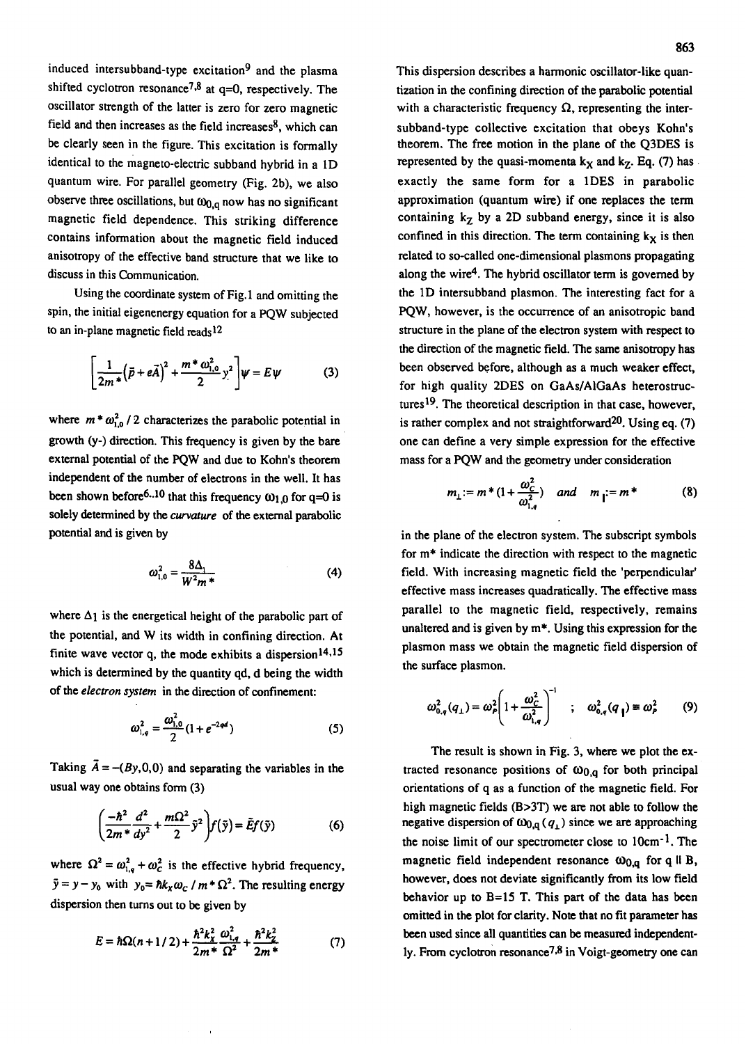induced intersubband-type excitation[9] and the plasma shifted cyclotron resonance[7,8] at q=0, respectively. The oscillator strength of the latter is zero for zero magnetic field and then increases as the field increases[8], which can be clearly seen in the figure. This excitation is formally identical to the magneto-electric subband hybrid in a 1D quantum wire. For parallel geometry (Fig. 2b), we also observe three oscillations, but $\omega_{0,q}$ now has no significant magnetic field dependence. This striking difference contains information about the magnetic field induced anisotropy of the effective band structure that we like to discuss in this Communication.

Using the coordinate system of Fig.1 and omitting the spin, the initial eigenenergy equation for a PQW subjected to an in-plane magnetic field reads[12]

$$\left[\frac{1}{2m^*}\left(\vec{p}+e\vec{A}\right)^2+\frac{m^*\omega_{1,0}^2}{2}y^2\right]\psi=E\psi \tag{3}$$

where $m^*\omega_{1,0}^2/2$ characterizes the parabolic potential in growth (y-) direction. This frequency is given by the bare external potential of the PQW and due to Kohn's theorem independent of the number of electrons in the well. It has been shown before[6..10] that this frequency $\omega_{1,0}$ for q=0 is solely determined by the *curvature* of the external parabolic potential and is given by

$$\omega_{1,0}^2=\frac{8\Delta_1}{W^2m^*} \tag{4}$$

where $\Delta_1$ is the energetical height of the parabolic part of the potential, and W its width in confining direction. At finite wave vector q, the mode exhibits a dispersion[14,15] which is determined by the quantity qd, d being the width of the *electron system* in the direction of confinement:

$$\omega_{1,q}^2=\frac{\omega_{1,0}^2}{2}\left(1+e^{-2qd}\right) \tag{5}$$

Taking $\vec{A}=-(By,0,0)$ and separating the variables in the usual way one obtains form (3)

$$\left(\frac{-\hbar^2}{2m^*}\frac{d^2}{dy^2}+\frac{m\Omega^2}{2}\tilde{y}^2\right)f(\tilde{y})=\tilde{E}f(\tilde{y}) \tag{6}$$

where $\Omega^2=\omega_{1,q}^2+\omega_c^2$ is the effective hybrid frequency, $\tilde{y}=y-y_0$ with $y_0=\hbar k_x\omega_c/m^*\Omega^2$. The resulting energy dispersion then turns out to be given by

$$E=\hbar\Omega(n+1/2)+\frac{\hbar^2k_x^2}{2m^*}\frac{\omega_{1,q}^2}{\Omega^2}+\frac{\hbar^2k_z^2}{2m^*} \tag{7}$$

This dispersion describes a harmonic oscillator-like quantization in the confining direction of the parabolic potential with a characteristic frequency $\Omega$, representing the intersubband-type collective excitation that obeys Kohn's theorem. The free motion in the plane of the Q3DES is represented by the quasi-momenta $k_x$ and $k_z$. Eq. (7) has exactly the same form for a 1DES in parabolic approximation (quantum wire) if one replaces the term containing $k_z$ by a 2D subband energy, since it is also confined in this direction. The term containing $k_x$ is then related to so-called one-dimensional plasmons propagating along the wire[4]. The hybrid oscillator term is governed by the 1D intersubband plasmon. The interesting fact for a PQW, however, is the occurrence of an anisotropic band structure in the plane of the electron system with respect to the direction of the magnetic field. The same anisotropy has been observed before, although as a much weaker effect, for high quality 2DES on GaAs/AlGaAs heterostructures[19]. The theoretical description in that case, however, is rather complex and not straightforward[20]. Using eq. (7) one can define a very simple expression for the effective mass for a PQW and the geometry under consideration

$$m_\perp:=m^*\left(1+\frac{\omega_c^2}{\omega_{1,q}^2}\right)\quad and \quad m_\parallel:=m^* \tag{8}$$

in the plane of the electron system. The subscript symbols for m* indicate the direction with respect to the magnetic field. With increasing magnetic field the 'perpendicular' effective mass increases quadratically. The effective mass parallel to the magnetic field, respectively, remains unaltered and is given by m*. Using this expression for the plasmon mass we obtain the magnetic field dispersion of the surface plasmon.

$$\omega_{0,q}^2(q_\perp)=\omega_p^2\left(1+\frac{\omega_c^2}{\omega_{1,q}^2}\right)^{-1}\quad ;\quad \omega_{0,q}^2(q_\parallel)\equiv\omega_p^2 \tag{9}$$

The result is shown in Fig. 3, where we plot the extracted resonance positions of $\omega_{0,q}$ for both principal orientations of q as a function of the magnetic field. For high magnetic fields (B>3T) we are not able to follow the negative dispersion of $\omega_{0,q}(q_\perp)$ since we are approaching the noise limit of our spectrometer close to 10cm$^{-1}$. The magnetic field independent resonance $\omega_{0,q}$ for q ∥ B, however, does not deviate significantly from its low field behavior up to B=15 T. This part of the data has been omitted in the plot for clarity. Note that no fit parameter has been used since all quantities can be measured independently. From cyclotron resonance[7,8] in Voigt-geometry one can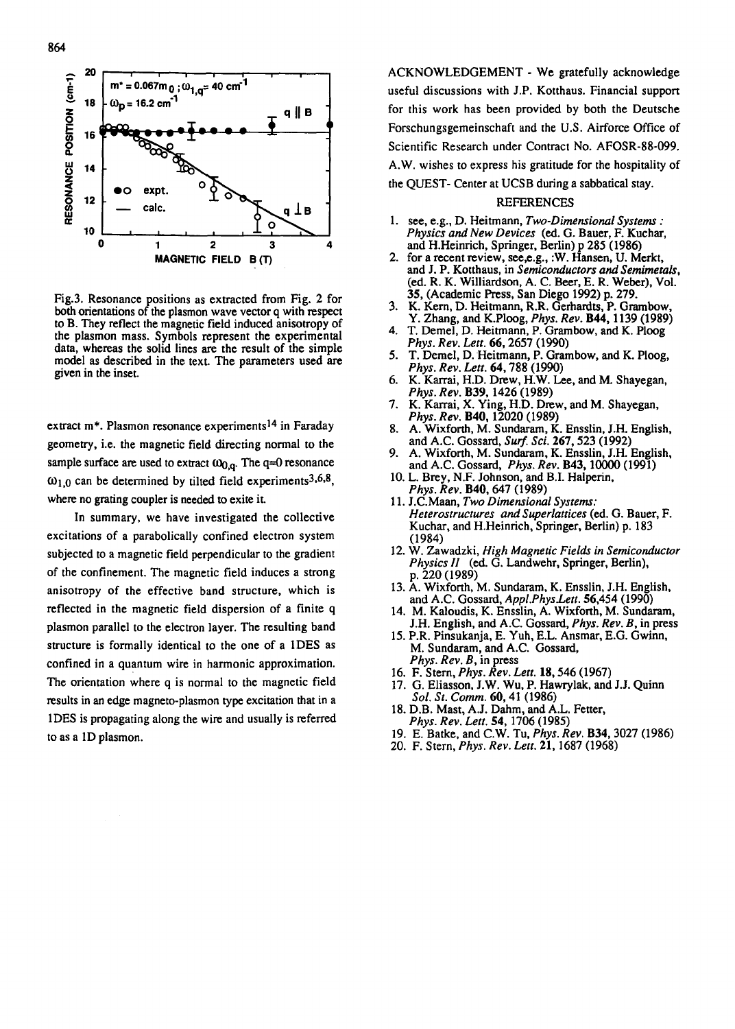m* = 0.067m$_0$ ; $\omega_{1,q}$= 40 cm$^{-1}$

$\omega_p$ = 16.2 cm$^{-1}$

q ∥ B

●○ expt.

— calc.

q ⊥ B

RESONANCE POSITION (cm-1)

20

18

16

14

12

10

0 1 2 3 4

MAGNETIC FIELD B (T)

Fig.3. Resonance positions as extracted from Fig. 2 for both orientations of the plasmon wave vector q with respect to B. They reflect the magnetic field induced anisotropy of the plasmon mass. Symbols represent the experimental data, whereas the solid lines are the result of the simple model as described in the text. The parameters used are given in the inset.

extract m*. Plasmon resonance experiments[14] in Faraday geometry, i.e. the magnetic field directing normal to the sample surface are used to extract $\omega_{0,q}$. The q=0 resonance $\omega_{1,0}$ can be determined by tilted field experiments[3,6,8], where no grating coupler is needed to exite it.

In summary, we have investigated the collective excitations of a parabolically confined electron system subjected to a magnetic field perpendicular to the gradient of the confinement. The magnetic field induces a strong anisotropy of the effective band structure, which is reflected in the magnetic field dispersion of a finite q plasmon parallel to the electron layer. The resulting band structure is formally identical to the one of a 1DES as confined in a quantum wire in harmonic approximation. The orientation where q is normal to the magnetic field results in an edge magneto-plasmon type excitation that in a 1DES is propagating along the wire and usually is referred to as a 1D plasmon.

ACKNOWLEDGEMENT - We gratefully acknowledge useful discussions with J.P. Kotthaus. Financial support for this work has been provided by both the Deutsche Forschungsgemeinschaft and the U.S. Airforce Office of Scientific Research under Contract No. AFOSR-88-099. A.W. wishes to express his gratitude for the hospitality of the QUEST- Center at UCSB during a sabbatical stay.

## REFERENCES

1. see, e.g., D. Heitmann, *Two-Dimensional Systems : Physics and New Devices* (ed. G. Bauer, F. Kuchar, and H.Heinrich, Springer, Berlin) p 285 (1986)
2. for a recent review, see,e.g., :W. Hansen, U. Merkt, and J. P. Kotthaus, in *Semiconductors and Semimetals*, (ed. R. K. Williardson, A. C. Beer, E. R. Weber), Vol. **35**, (Academic Press, San Diego 1992) p. 279.
3. K. Kern, D. Heitmann, R.R. Gerhardts, P. Grambow, Y. Zhang, and K.Ploog, *Phys. Rev.* **B44**, 1139 (1989)
4. T. Demel, D. Heitmann, P. Grambow, and K. Ploog *Phys. Rev. Lett.* **66**, 2657 (1990)
5. T. Demel, D. Heitmann, P. Grambow, and K. Ploog, *Phys. Rev. Lett.* **64**, 788 (1990)
6. K. Karrai, H.D. Drew, H.W. Lee, and M. Shayegan, *Phys. Rev.* **B39**, 1426 (1989)
7. K. Karrai, X. Ying, H.D. Drew, and M. Shayegan, *Phys. Rev.* **B40**, 12020 (1989)
8. A. Wixforth, M. Sundaram, K. Ensslin, J.H. English, and A.C. Gossard, *Surf. Sci.* **267**, 523 (1992)
9. A. Wixforth, M. Sundaram, K. Ensslin, J.H. English, and A.C. Gossard, *Phys. Rev.* **B43**, 10000 (1991)
10. L. Brey, N.F. Johnson, and B.I. Halperin, *Phys. Rev.* **B40**, 647 (1989)
11. J.C.Maan, *Two Dimensional Systems: Heterostructures and Superlattices* (ed. G. Bauer, F. Kuchar, and H.Heinrich, Springer, Berlin) p. 183 (1984)
12. W. Zawadzki, *High Magnetic Fields in Semiconductor Physics II* (ed. G. Landwehr, Springer, Berlin), p. 220 (1989)
13. A. Wixforth, M. Sundaram, K. Ensslin, J.H. English, and A.C. Gossard, *Appl.Phys.Lett.* **56**,454 (1990)
14. M. Kaloudis, K. Ensslin, A. Wixforth, M. Sundaram, J.H. English, and A.C. Gossard, *Phys. Rev. B*, in press
15. P.R. Pinsukanja, E. Yuh, E.L. Ansmar, E.G. Gwinn, M. Sundaram, and A.C. Gossard, *Phys. Rev. B*, in press
16. F. Stern, *Phys. Rev. Lett.* **18**, 546 (1967)
17. G. Eliasson, J.W. Wu, P. Hawrylak, and J.J. Quinn *Sol. St. Comm.* **60**, 41 (1986)
18. D.B. Mast, A.J. Dahm, and A.L. Fetter, *Phys. Rev. Lett.* **54**, 1706 (1985)
19. E. Batke, and C.W. Tu, *Phys. Rev.* **B34**, 3027 (1986)
20. F. Stern, *Phys. Rev. Lett.* **21**, 1687 (1968)